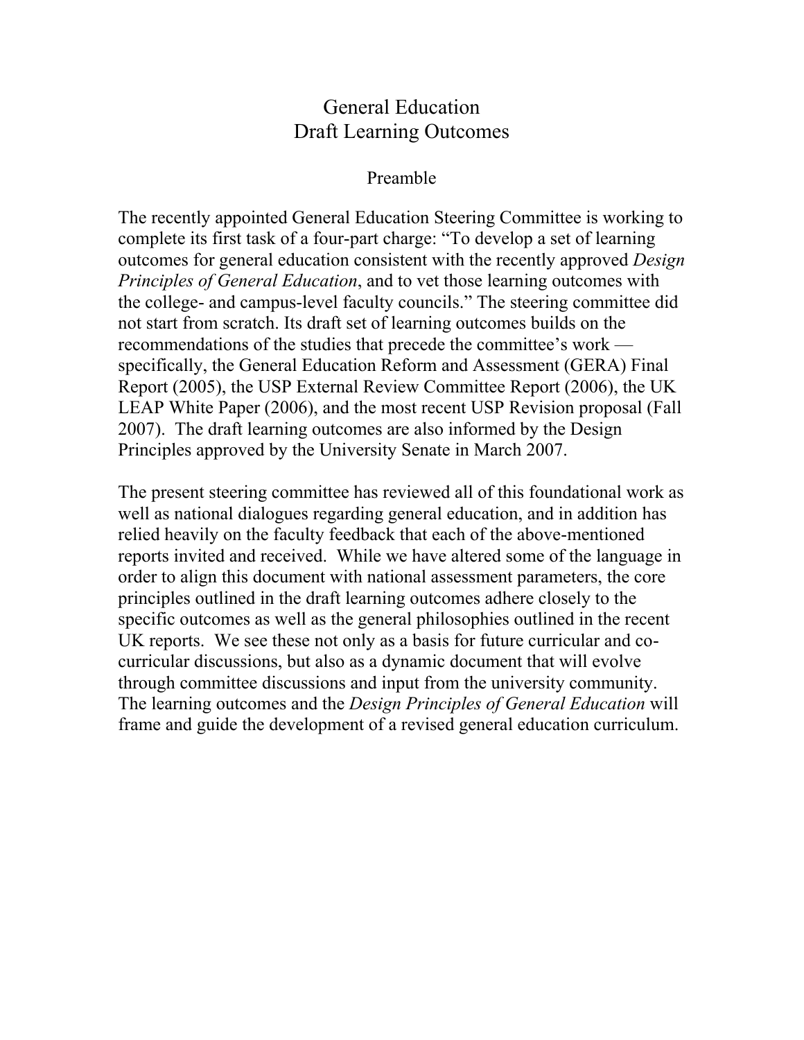# General Education
# Draft Learning Outcomes

## Preamble

The recently appointed General Education Steering Committee is working to complete its first task of a four-part charge: "To develop a set of learning outcomes for general education consistent with the recently approved *Design Principles of General Education*, and to vet those learning outcomes with the college- and campus-level faculty councils." The steering committee did not start from scratch. Its draft set of learning outcomes builds on the recommendations of the studies that precede the committee's work — specifically, the General Education Reform and Assessment (GERA) Final Report (2005), the USP External Review Committee Report (2006), the UK LEAP White Paper (2006), and the most recent USP Revision proposal (Fall 2007). The draft learning outcomes are also informed by the Design Principles approved by the University Senate in March 2007.

The present steering committee has reviewed all of this foundational work as well as national dialogues regarding general education, and in addition has relied heavily on the faculty feedback that each of the above-mentioned reports invited and received. While we have altered some of the language in order to align this document with national assessment parameters, the core principles outlined in the draft learning outcomes adhere closely to the specific outcomes as well as the general philosophies outlined in the recent UK reports. We see these not only as a basis for future curricular and co-curricular discussions, but also as a dynamic document that will evolve through committee discussions and input from the university community. The learning outcomes and the *Design Principles of General Education* will frame and guide the development of a revised general education curriculum.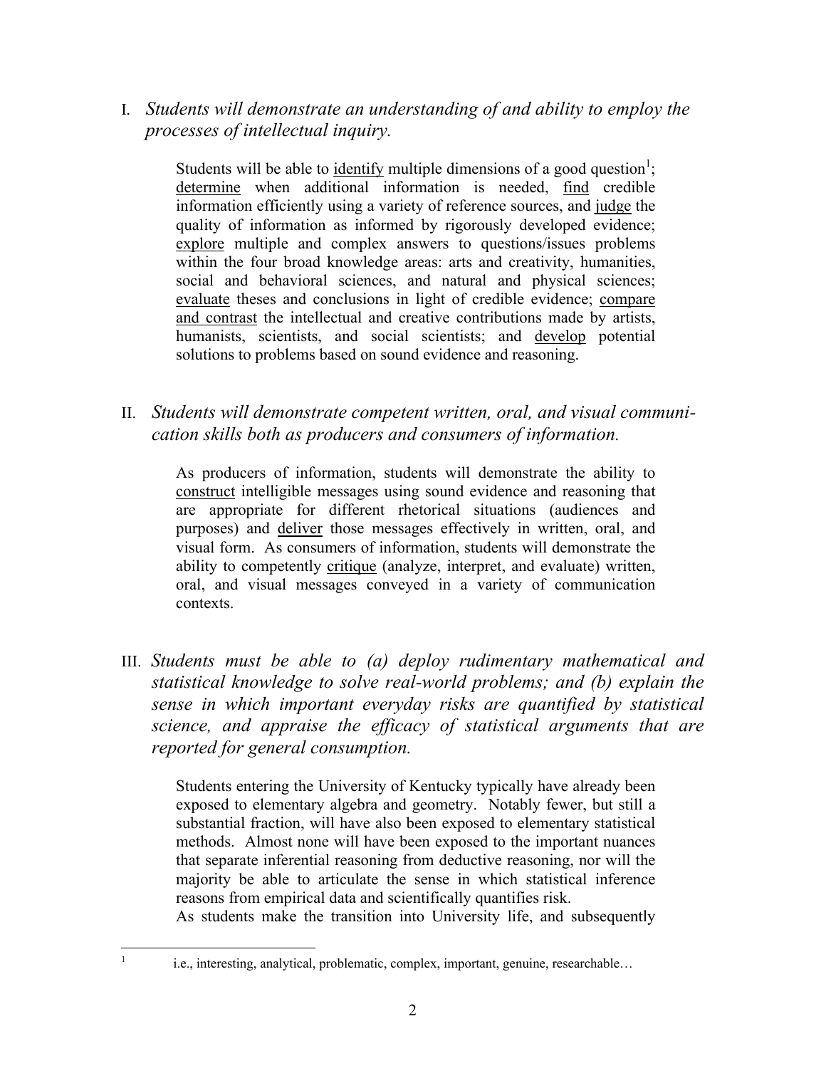I. *Students will demonstrate an understanding of and ability to employ the processes of intellectual inquiry.*

> Students will be able to <u>identify</u> multiple dimensions of a good question[1]; <u>determine</u> when additional information is needed, <u>find</u> credible information efficiently using a variety of reference sources, and <u>judge</u> the quality of information as informed by rigorously developed evidence; <u>explore</u> multiple and complex answers to questions/issues problems within the four broad knowledge areas: arts and creativity, humanities, social and behavioral sciences, and natural and physical sciences; <u>evaluate</u> theses and conclusions in light of credible evidence; <u>compare and contrast</u> the intellectual and creative contributions made by artists, humanists, scientists, and social scientists; and <u>develop</u> potential solutions to problems based on sound evidence and reasoning.

II. *Students will demonstrate competent written, oral, and visual communication skills both as producers and consumers of information.*

> As producers of information, students will demonstrate the ability to <u>construct</u> intelligible messages using sound evidence and reasoning that are appropriate for different rhetorical situations (audiences and purposes) and <u>deliver</u> those messages effectively in written, oral, and visual form. As consumers of information, students will demonstrate the ability to competently <u>critique</u> (analyze, interpret, and evaluate) written, oral, and visual messages conveyed in a variety of communication contexts.

III. *Students must be able to (a) deploy rudimentary mathematical and statistical knowledge to solve real-world problems; and (b) explain the sense in which important everyday risks are quantified by statistical science, and appraise the efficacy of statistical arguments that are reported for general consumption.*

> Students entering the University of Kentucky typically have already been exposed to elementary algebra and geometry. Notably fewer, but still a substantial fraction, will have also been exposed to elementary statistical methods. Almost none will have been exposed to the important nuances that separate inferential reasoning from deductive reasoning, nor will the majority be able to articulate the sense in which statistical inference reasons from empirical data and scientifically quantifies risk.
> As students make the transition into University life, and subsequently

---

[1] i.e., interesting, analytical, problematic, complex, important, genuine, researchable…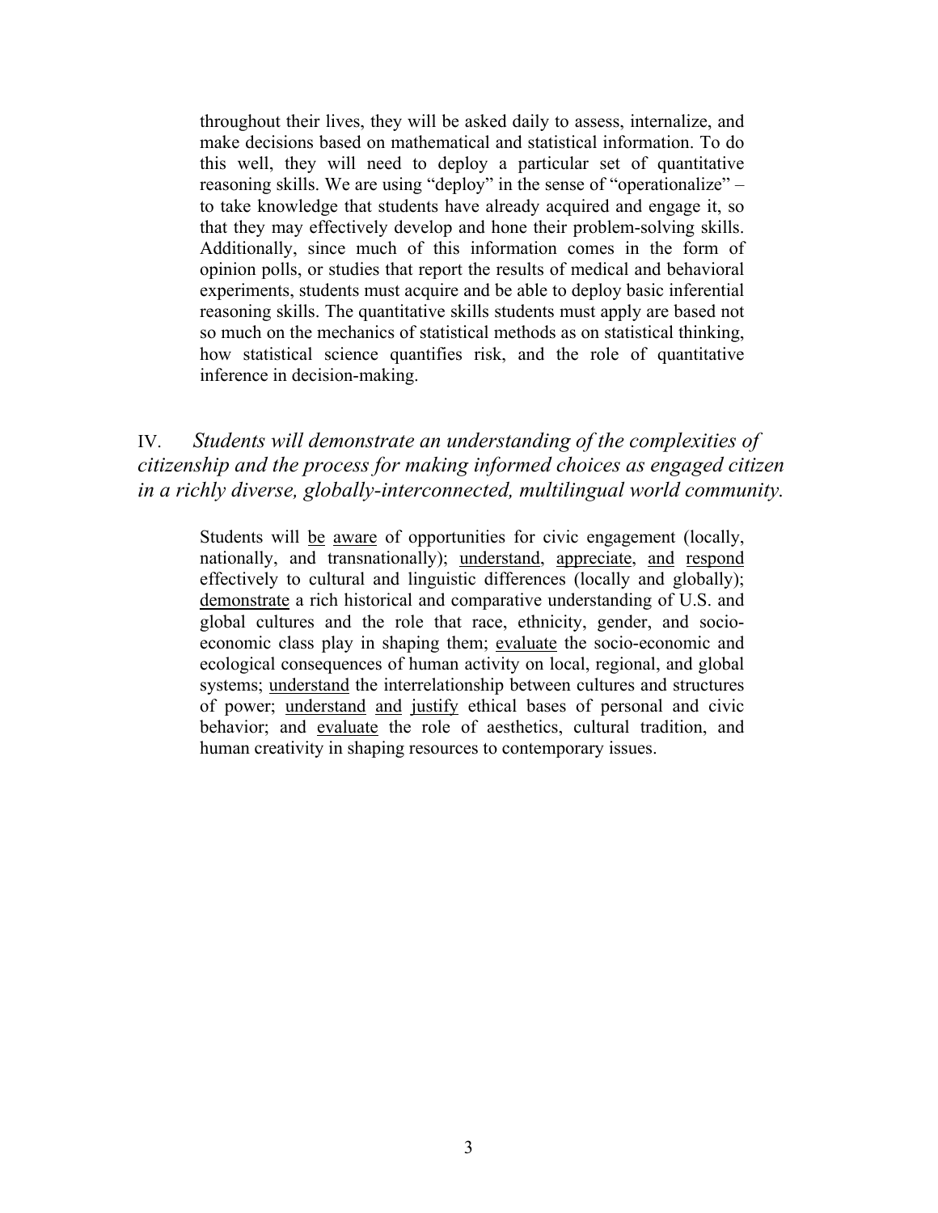throughout their lives, they will be asked daily to assess, internalize, and make decisions based on mathematical and statistical information. To do this well, they will need to deploy a particular set of quantitative reasoning skills. We are using "deploy" in the sense of "operationalize" – to take knowledge that students have already acquired and engage it, so that they may effectively develop and hone their problem-solving skills. Additionally, since much of this information comes in the form of opinion polls, or studies that report the results of medical and behavioral experiments, students must acquire and be able to deploy basic inferential reasoning skills. The quantitative skills students must apply are based not so much on the mechanics of statistical methods as on statistical thinking, how statistical science quantifies risk, and the role of quantitative inference in decision-making.

## IV. *Students will demonstrate an understanding of the complexities of citizenship and the process for making informed choices as engaged citizen in a richly diverse, globally-interconnected, multilingual world community.*

Students will <u>be</u> <u>aware</u> of opportunities for civic engagement (locally, nationally, and transnationally); <u>understand</u>, <u>appreciate</u>, <u>and</u> <u>respond</u> effectively to cultural and linguistic differences (locally and globally); <u>demonstrate</u> a rich historical and comparative understanding of U.S. and global cultures and the role that race, ethnicity, gender, and socio-economic class play in shaping them; <u>evaluate</u> the socio-economic and ecological consequences of human activity on local, regional, and global systems; <u>understand</u> the interrelationship between cultures and structures of power; <u>understand</u> <u>and</u> <u>justify</u> ethical bases of personal and civic behavior; and <u>evaluate</u> the role of aesthetics, cultural tradition, and human creativity in shaping resources to contemporary issues.